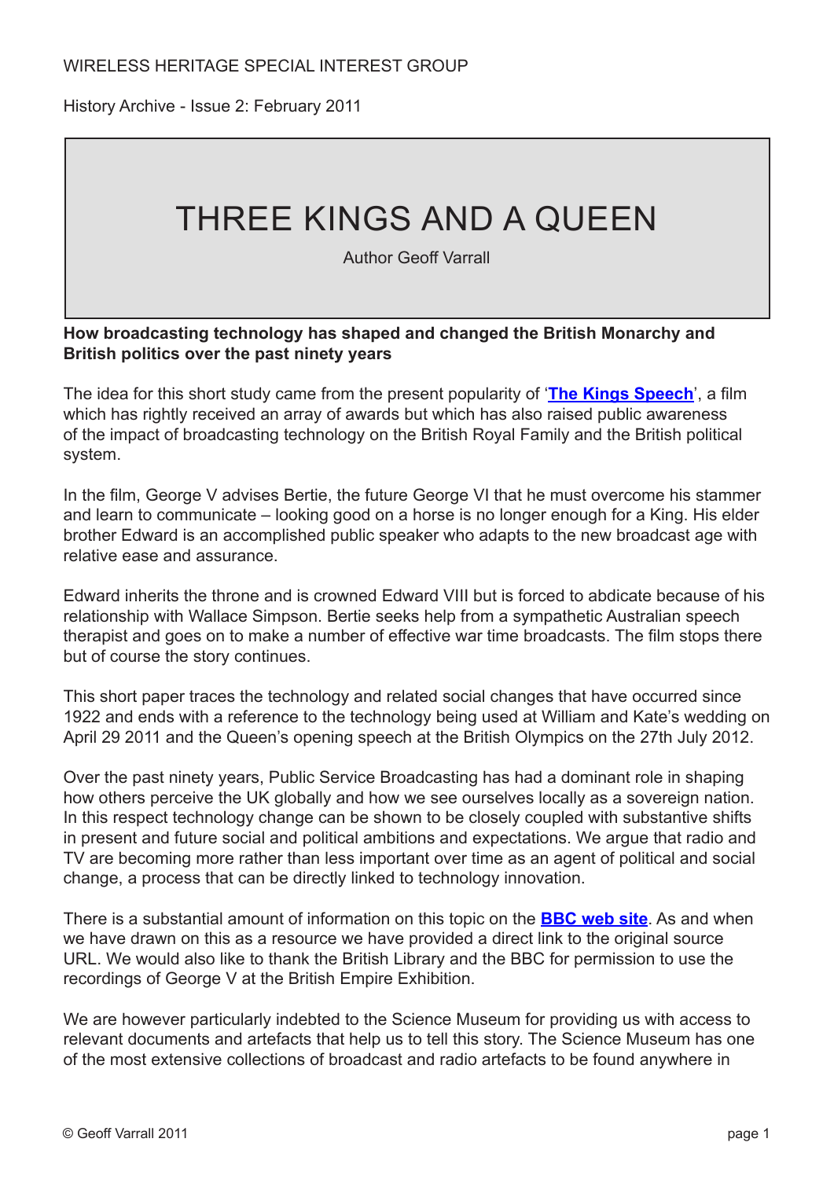WIRELESS HERITAGE SPECIAL INTEREST GROUP

History Archive - Issue 2: February 2011

# THREE KINGS AND A QUEEN

Author Geoff Varrall

**How broadcasting technology has shaped and changed the British Monarchy and British politics over the past ninety years**

The idea for this short study came from the present popularity of '**The Kings Speech**', a film which has rightly received an array of awards but which has also raised public awareness of the impact of broadcasting technology on the British Royal Family and the British political system.

In the film, George V advises Bertie, the future George VI that he must overcome his stammer and learn to communicate – looking good on a horse is no longer enough for a King. His elder brother Edward is an accomplished public speaker who adapts to the new broadcast age with relative ease and assurance.

Edward inherits the throne and is crowned Edward VIII but is forced to abdicate because of his relationship with Wallace Simpson. Bertie seeks help from a sympathetic Australian speech therapist and goes on to make a number of effective war time broadcasts. The film stops there but of course the story continues.

This short paper traces the technology and related social changes that have occurred since 1922 and ends with a reference to the technology being used at William and Kate's wedding on April 29 2011 and the Queen's opening speech at the British Olympics on the 27th July 2012.

Over the past ninety years, Public Service Broadcasting has had a dominant role in shaping how others perceive the UK globally and how we see ourselves locally as a sovereign nation. In this respect technology change can be shown to be closely coupled with substantive shifts in present and future social and political ambitions and expectations. We argue that radio and TV are becoming more rather than less important over time as an agent of political and social change, a process that can be directly linked to technology innovation.

There is a substantial amount of information on this topic on the **BBC web site**. As and when we have drawn on this as a resource we have provided a direct link to the original source URL. We would also like to thank the British Library and the BBC for permission to use the recordings of George V at the British Empire Exhibition.

We are however particularly indebted to the Science Museum for providing us with access to relevant documents and artefacts that help us to tell this story. The Science Museum has one of the most extensive collections of broadcast and radio artefacts to be found anywhere in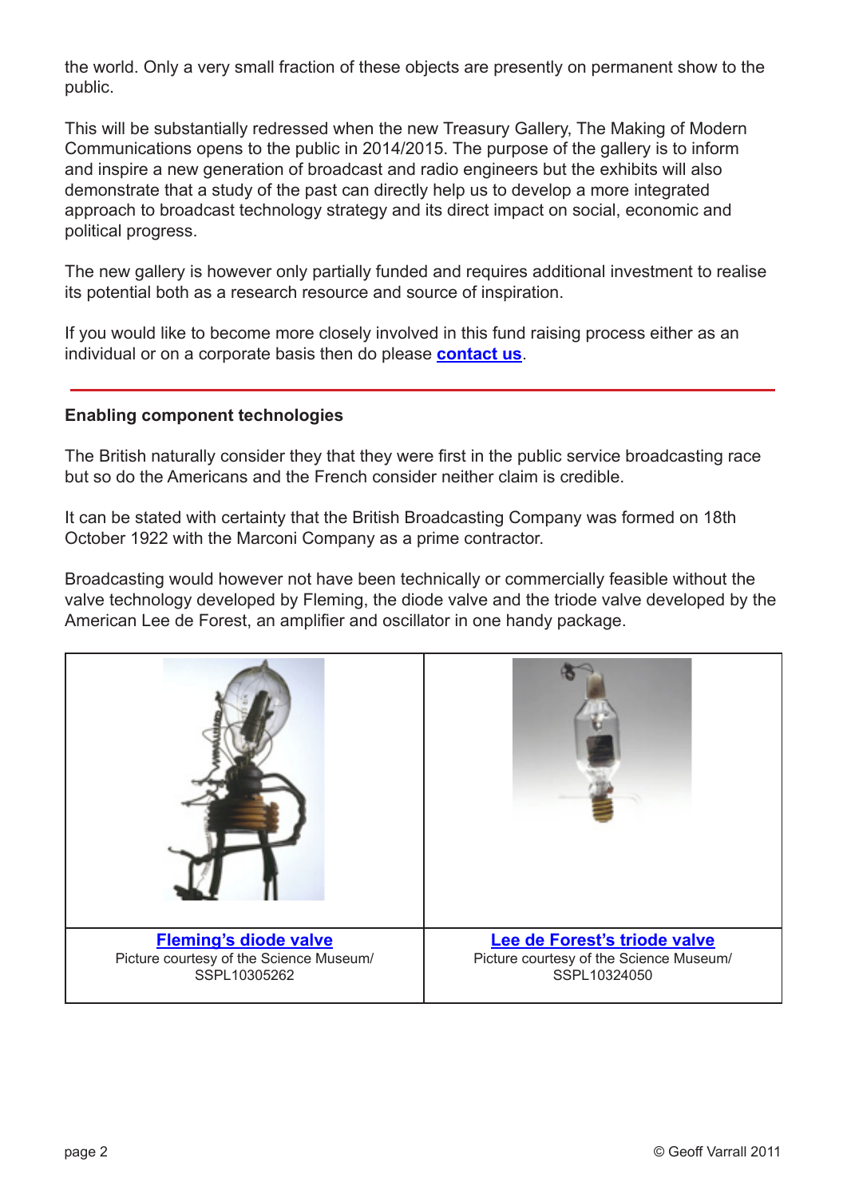the world. Only a very small fraction of these objects are presently on permanent show to the public.

This will be substantially redressed when the new Treasury Gallery, The Making of Modern Communications opens to the public in 2014/2015. The purpose of the gallery is to inform and inspire a new generation of broadcast and radio engineers but the exhibits will also demonstrate that a study of the past can directly help us to develop a more integrated approach to broadcast technology strategy and its direct impact on social, economic and political progress.

The new gallery is however only partially funded and requires additional investment to realise its potential both as a research resource and source of inspiration.

If you would like to become more closely involved in this fund raising process either as an individual or on a corporate basis then do please **contact us**.

---

**Enabling component technologies**

The British naturally consider they that they were first in the public service broadcasting race but so do the Americans and the French consider neither claim is credible.

It can be stated with certainty that the British Broadcasting Company was formed on 18th October 1922 with the Marconi Company as a prime contractor.

Broadcasting would however not have been technically or commercially feasible without the valve technology developed by Fleming, the diode valve and the triode valve developed by the American Lee de Forest, an amplifier and oscillator in one handy package.

| **Fleming's diode valve**<br>Picture courtesy of the Science Museum/ SSPL10305262 | **Lee de Forest's triode valve**<br>Picture courtesy of the Science Museum/ SSPL10324050 |
|---|---|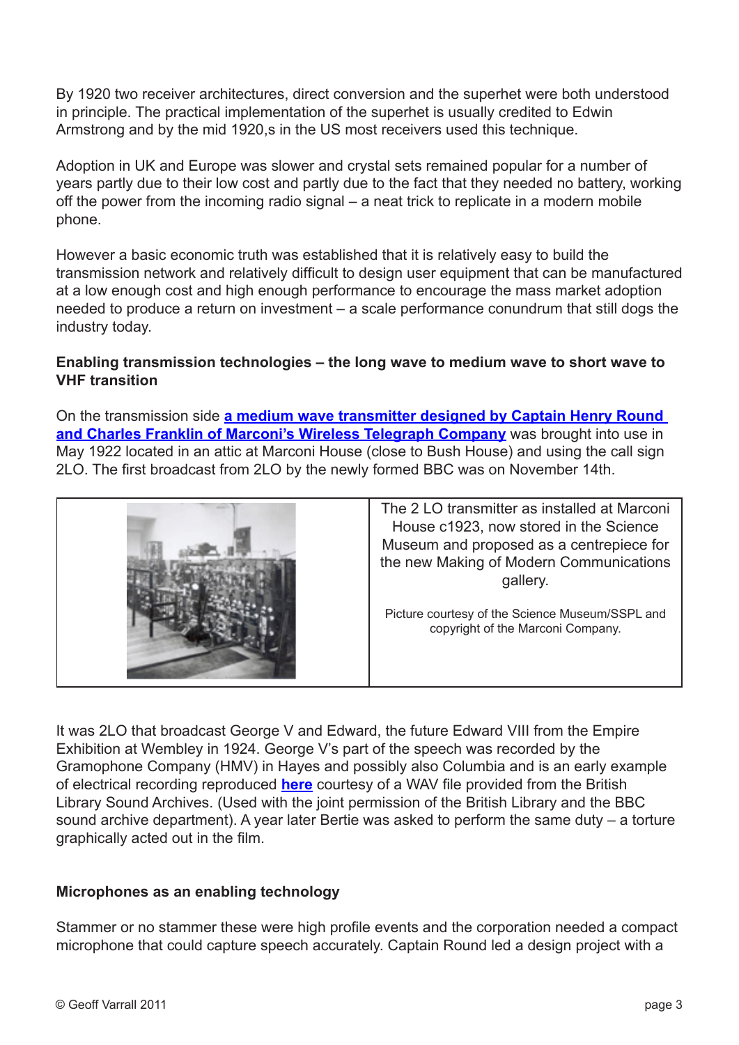By 1920 two receiver architectures, direct conversion and the superhet were both understood in principle. The practical implementation of the superhet is usually credited to Edwin Armstrong and by the mid 1920,s in the US most receivers used this technique.

Adoption in UK and Europe was slower and crystal sets remained popular for a number of years partly due to their low cost and partly due to the fact that they needed no battery, working off the power from the incoming radio signal – a neat trick to replicate in a modern mobile phone.

However a basic economic truth was established that it is relatively easy to build the transmission network and relatively difficult to design user equipment that can be manufactured at a low enough cost and high enough performance to encourage the mass market adoption needed to produce a return on investment – a scale performance conundrum that still dogs the industry today.

**Enabling transmission technologies – the long wave to medium wave to short wave to VHF transition**

On the transmission side **a medium wave transmitter designed by Captain Henry Round and Charles Franklin of Marconi's Wireless Telegraph Company** was brought into use in May 1922 located in an attic at Marconi House (close to Bush House) and using the call sign 2LO. The first broadcast from 2LO by the newly formed BBC was on November 14th.

The 2 LO transmitter as installed at Marconi House c1923, now stored in the Science Museum and proposed as a centrepiece for the new Making of Modern Communications gallery.

Picture courtesy of the Science Museum/SSPL and copyright of the Marconi Company.

It was 2LO that broadcast George V and Edward, the future Edward VIII from the Empire Exhibition at Wembley in 1924. George V's part of the speech was recorded by the Gramophone Company (HMV) in Hayes and possibly also Columbia and is an early example of electrical recording reproduced **here** courtesy of a WAV file provided from the British Library Sound Archives. (Used with the joint permission of the British Library and the BBC sound archive department). A year later Bertie was asked to perform the same duty – a torture graphically acted out in the film.

**Microphones as an enabling technology**

Stammer or no stammer these were high profile events and the corporation needed a compact microphone that could capture speech accurately. Captain Round led a design project with a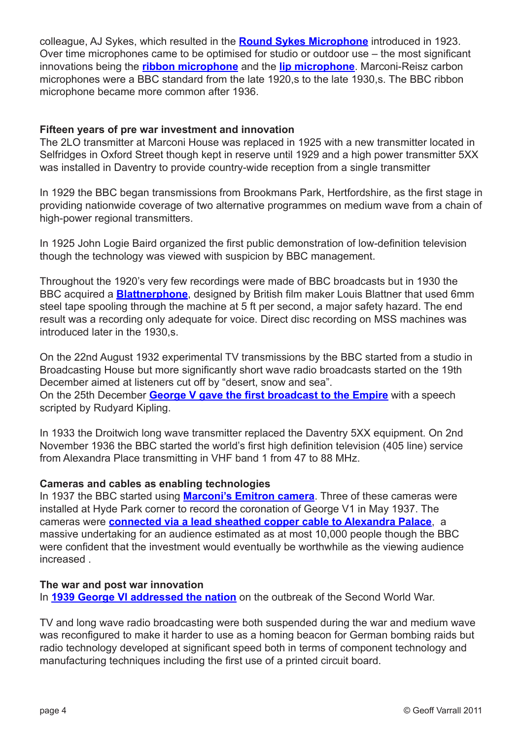colleague, AJ Sykes, which resulted in the **Round Sykes Microphone** introduced in 1923. Over time microphones came to be optimised for studio or outdoor use – the most significant innovations being the **ribbon microphone** and the **lip microphone**. Marconi-Reisz carbon microphones were a BBC standard from the late 1920,s to the late 1930,s. The BBC ribbon microphone became more common after 1936.

**Fifteen years of pre war investment and innovation**

The 2LO transmitter at Marconi House was replaced in 1925 with a new transmitter located in Selfridges in Oxford Street though kept in reserve until 1929 and a high power transmitter 5XX was installed in Daventry to provide country-wide reception from a single transmitter

In 1929 the BBC began transmissions from Brookmans Park, Hertfordshire, as the first stage in providing nationwide coverage of two alternative programmes on medium wave from a chain of high-power regional transmitters.

In 1925 John Logie Baird organized the first public demonstration of low-definition television though the technology was viewed with suspicion by BBC management.

Throughout the 1920's very few recordings were made of BBC broadcasts but in 1930 the BBC acquired a **Blattnerphone**, designed by British film maker Louis Blattner that used 6mm steel tape spooling through the machine at 5 ft per second, a major safety hazard. The end result was a recording only adequate for voice. Direct disc recording on MSS machines was introduced later in the 1930,s.

On the 22nd August 1932 experimental TV transmissions by the BBC started from a studio in Broadcasting House but more significantly short wave radio broadcasts started on the 19th December aimed at listeners cut off by "desert, snow and sea".
On the 25th December **George V gave the first broadcast to the Empire** with a speech scripted by Rudyard Kipling.

In 1933 the Droitwich long wave transmitter replaced the Daventry 5XX equipment. On 2nd November 1936 the BBC started the world's first high definition television (405 line) service from Alexandra Place transmitting in VHF band 1 from 47 to 88 MHz.

**Cameras and cables as enabling technologies**

In 1937 the BBC started using **Marconi's Emitron camera**. Three of these cameras were installed at Hyde Park corner to record the coronation of George V1 in May 1937. The cameras were **connected via a lead sheathed copper cable to Alexandra Palace**, a massive undertaking for an audience estimated as at most 10,000 people though the BBC were confident that the investment would eventually be worthwhile as the viewing audience increased .

**The war and post war innovation**

In **1939 George VI addressed the nation** on the outbreak of the Second World War.

TV and long wave radio broadcasting were both suspended during the war and medium wave was reconfigured to make it harder to use as a homing beacon for German bombing raids but radio technology developed at significant speed both in terms of component technology and manufacturing techniques including the first use of a printed circuit board.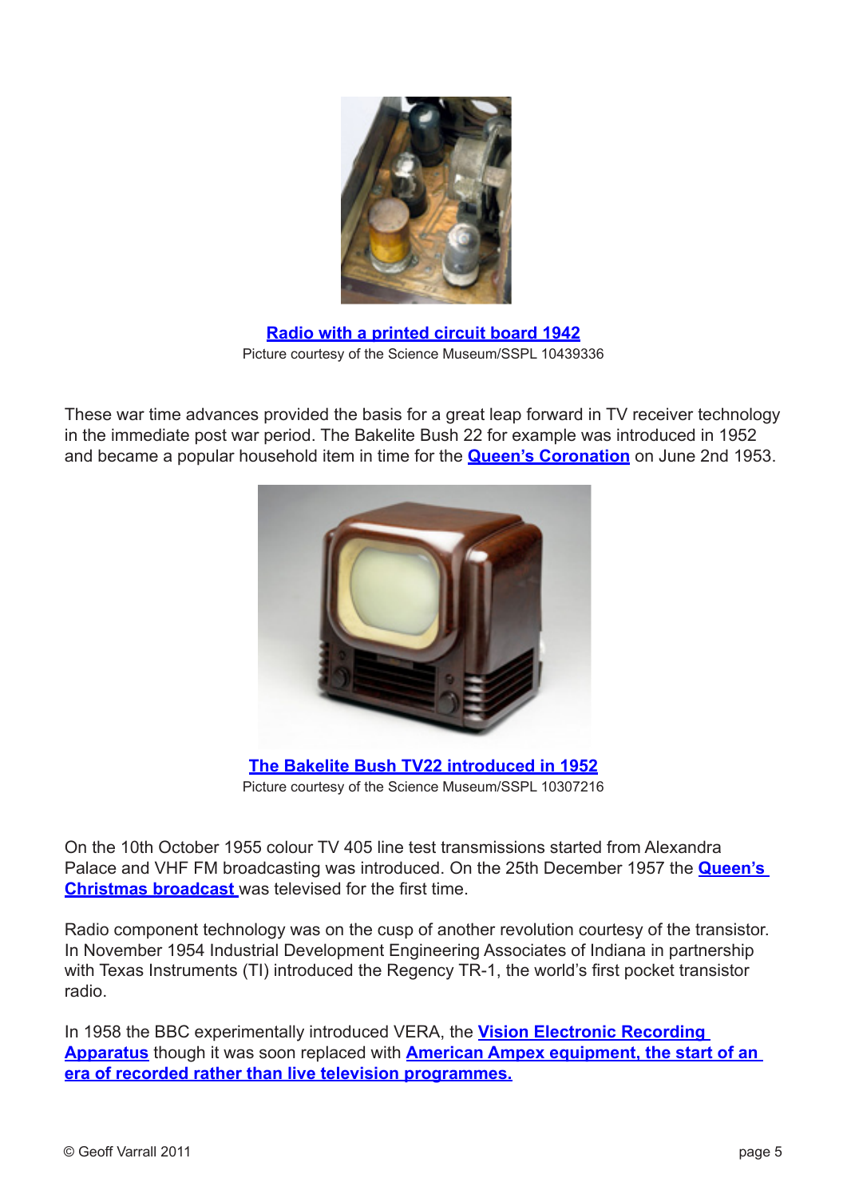**Radio with a printed circuit board 1942**

Picture courtesy of the Science Museum/SSPL 10439336

These war time advances provided the basis for a great leap forward in TV receiver technology in the immediate post war period. The Bakelite Bush 22 for example was introduced in 1952 and became a popular household item in time for the **Queen's Coronation** on June 2nd 1953.

**The Bakelite Bush TV22 introduced in 1952**

Picture courtesy of the Science Museum/SSPL 10307216

On the 10th October 1955 colour TV 405 line test transmissions started from Alexandra Palace and VHF FM broadcasting was introduced. On the 25th December 1957 the **Queen's Christmas broadcast** was televised for the first time.

Radio component technology was on the cusp of another revolution courtesy of the transistor. In November 1954 Industrial Development Engineering Associates of Indiana in partnership with Texas Instruments (TI) introduced the Regency TR-1, the world's first pocket transistor radio.

In 1958 the BBC experimentally introduced VERA, the **Vision Electronic Recording Apparatus** though it was soon replaced with **American Ampex equipment, the start of an era of recorded rather than live television programmes.**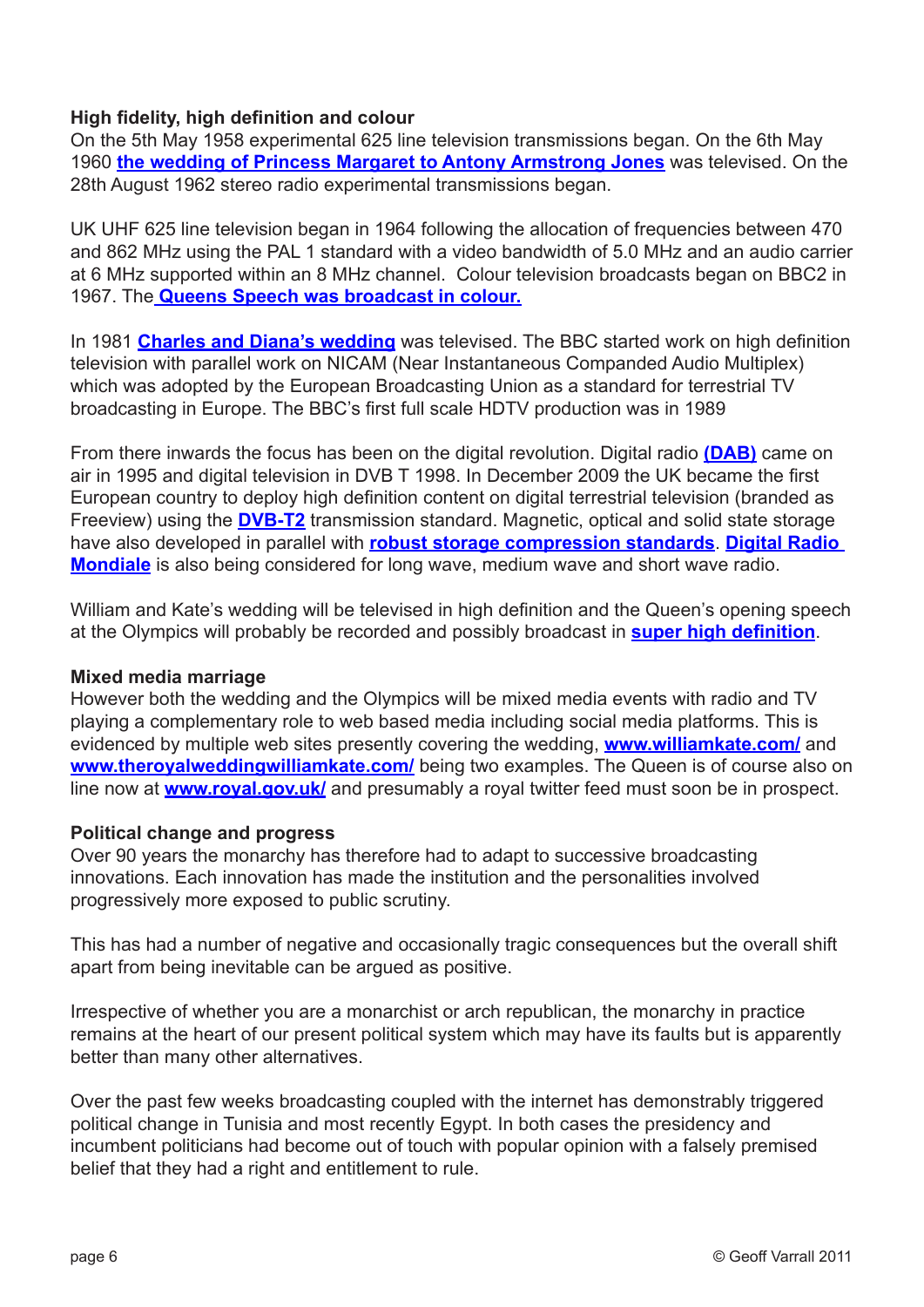**High fidelity, high definition and colour**

On the 5th May 1958 experimental 625 line television transmissions began. On the 6th May 1960 **the wedding of Princess Margaret to Antony Armstrong Jones** was televised. On the 28th August 1962 stereo radio experimental transmissions began.

UK UHF 625 line television began in 1964 following the allocation of frequencies between 470 and 862 MHz using the PAL 1 standard with a video bandwidth of 5.0 MHz and an audio carrier at 6 MHz supported within an 8 MHz channel. Colour television broadcasts began on BBC2 in 1967. The **Queens Speech was broadcast in colour.**

In 1981 **Charles and Diana's wedding** was televised. The BBC started work on high definition television with parallel work on NICAM (Near Instantaneous Companded Audio Multiplex) which was adopted by the European Broadcasting Union as a standard for terrestrial TV broadcasting in Europe. The BBC's first full scale HDTV production was in 1989

From there inwards the focus has been on the digital revolution. Digital radio **(DAB)** came on air in 1995 and digital television in DVB T 1998. In December 2009 the UK became the first European country to deploy high definition content on digital terrestrial television (branded as Freeview) using the **DVB-T2** transmission standard. Magnetic, optical and solid state storage have also developed in parallel with **robust storage compression standards**. **Digital Radio Mondiale** is also being considered for long wave, medium wave and short wave radio.

William and Kate's wedding will be televised in high definition and the Queen's opening speech at the Olympics will probably be recorded and possibly broadcast in **super high definition**.

**Mixed media marriage**

However both the wedding and the Olympics will be mixed media events with radio and TV playing a complementary role to web based media including social media platforms. This is evidenced by multiple web sites presently covering the wedding, **www.williamkate.com/** and **www.theroyalweddingwilliamkate.com/** being two examples. The Queen is of course also on line now at **www.royal.gov.uk/** and presumably a royal twitter feed must soon be in prospect.

**Political change and progress**

Over 90 years the monarchy has therefore had to adapt to successive broadcasting innovations. Each innovation has made the institution and the personalities involved progressively more exposed to public scrutiny.

This has had a number of negative and occasionally tragic consequences but the overall shift apart from being inevitable can be argued as positive.

Irrespective of whether you are a monarchist or arch republican, the monarchy in practice remains at the heart of our present political system which may have its faults but is apparently better than many other alternatives.

Over the past few weeks broadcasting coupled with the internet has demonstrably triggered political change in Tunisia and most recently Egypt. In both cases the presidency and incumbent politicians had become out of touch with popular opinion with a falsely premised belief that they had a right and entitlement to rule.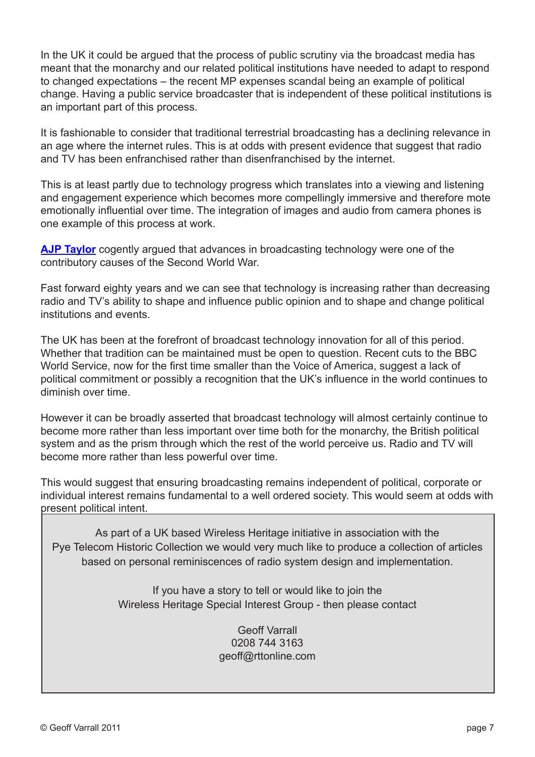In the UK it could be argued that the process of public scrutiny via the broadcast media has meant that the monarchy and our related political institutions have needed to adapt to respond to changed expectations – the recent MP expenses scandal being an example of political change. Having a public service broadcaster that is independent of these political institutions is an important part of this process.

It is fashionable to consider that traditional terrestrial broadcasting has a declining relevance in an age where the internet rules. This is at odds with present evidence that suggest that radio and TV has been enfranchised rather than disenfranchised by the internet.

This is at least partly due to technology progress which translates into a viewing and listening and engagement experience which becomes more compellingly immersive and therefore mote emotionally influential over time. The integration of images and audio from camera phones is one example of this process at work.

**AJP Taylor** cogently argued that advances in broadcasting technology were one of the contributory causes of the Second World War.

Fast forward eighty years and we can see that technology is increasing rather than decreasing radio and TV's ability to shape and influence public opinion and to shape and change political institutions and events.

The UK has been at the forefront of broadcast technology innovation for all of this period. Whether that tradition can be maintained must be open to question. Recent cuts to the BBC World Service, now for the first time smaller than the Voice of America, suggest a lack of political commitment or possibly a recognition that the UK's influence in the world continues to diminish over time.

However it can be broadly asserted that broadcast technology will almost certainly continue to become more rather than less important over time both for the monarchy, the British political system and as the prism through which the rest of the world perceive us. Radio and TV will become more rather than less powerful over time.

This would suggest that ensuring broadcasting remains independent of political, corporate or individual interest remains fundamental to a well ordered society. This would seem at odds with present political intent.

As part of a UK based Wireless Heritage initiative in association with the Pye Telecom Historic Collection we would very much like to produce a collection of articles based on personal reminiscences of radio system design and implementation.

If you have a story to tell or would like to join the Wireless Heritage Special Interest Group - then please contact

Geoff Varrall
0208 744 3163
geoff@rttonline.com

© Geoff Varrall 2011